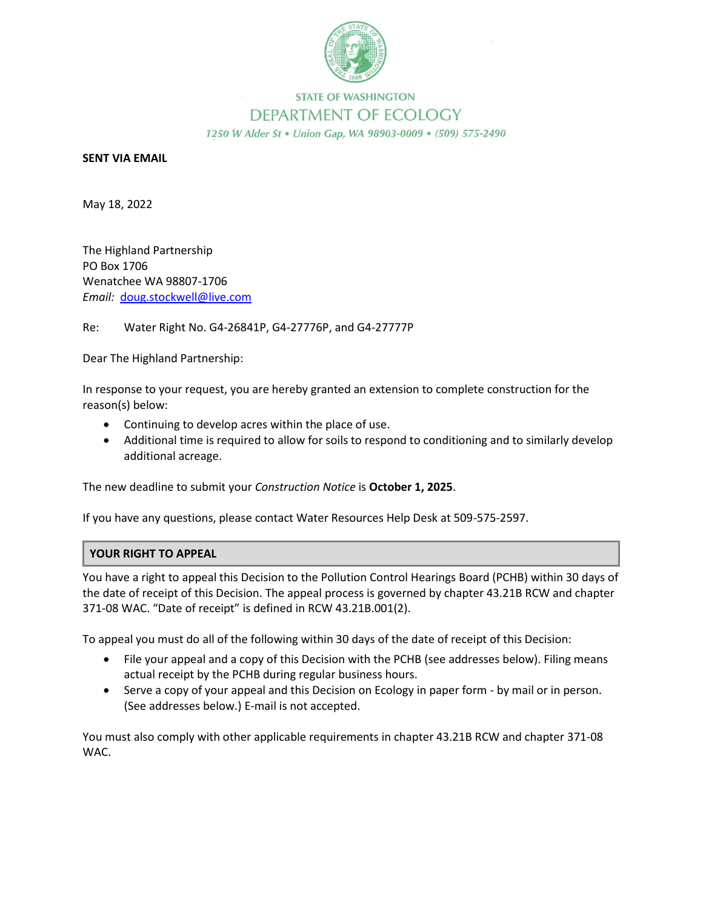STATE OF WASHINGTON

DEPARTMENT OF ECOLOGY

*1250 W Alder St • Union Gap, WA 98903-0009 • (509) 575-2490*

**SENT VIA EMAIL**

May 18, 2022

The Highland Partnership
PO Box 1706
Wenatchee WA 98807-1706
*Email:* doug.stockwell@live.com

Re: Water Right No. G4-26841P, G4-27776P, and G4-27777P

Dear The Highland Partnership:

In response to your request, you are hereby granted an extension to complete construction for the reason(s) below:

- Continuing to develop acres within the place of use.
- Additional time is required to allow for soils to respond to conditioning and to similarly develop additional acreage.

The new deadline to submit your *Construction Notice* is **October 1, 2025**.

If you have any questions, please contact Water Resources Help Desk at 509-575-2597.

## YOUR RIGHT TO APPEAL

You have a right to appeal this Decision to the Pollution Control Hearings Board (PCHB) within 30 days of the date of receipt of this Decision. The appeal process is governed by chapter 43.21B RCW and chapter 371-08 WAC. "Date of receipt" is defined in RCW 43.21B.001(2).

To appeal you must do all of the following within 30 days of the date of receipt of this Decision:

- File your appeal and a copy of this Decision with the PCHB (see addresses below). Filing means actual receipt by the PCHB during regular business hours.
- Serve a copy of your appeal and this Decision on Ecology in paper form - by mail or in person. (See addresses below.) E-mail is not accepted.

You must also comply with other applicable requirements in chapter 43.21B RCW and chapter 371-08 WAC.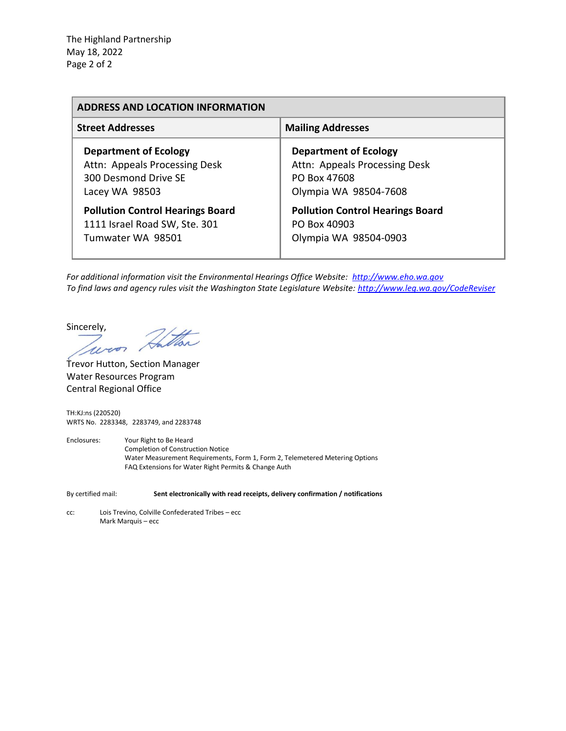| ADDRESS AND LOCATION INFORMATION | |
|---|---|
| **Street Addresses** | **Mailing Addresses** |
| **Department of Ecology**<br>Attn: Appeals Processing Desk<br>300 Desmond Drive SE<br>Lacey WA 98503 | **Department of Ecology**<br>Attn: Appeals Processing Desk<br>PO Box 47608<br>Olympia WA 98504-7608 |
| **Pollution Control Hearings Board**<br>1111 Israel Road SW, Ste. 301<br>Tumwater WA 98501 | **Pollution Control Hearings Board**<br>PO Box 40903<br>Olympia WA 98504-0903 |

*For additional information visit the Environmental Hearings Office Website: [http://www.eho.wa.gov](http://www.eho.wa.gov)*
*To find laws and agency rules visit the Washington State Legislature Website: [http://www.leg.wa.gov/CodeReviser](http://www.leg.wa.gov/CodeReviser)*

Sincerely,

Trevor Hutton, Section Manager
Water Resources Program
Central Regional Office

TH:KJ:ns (220520)
WRTS No. 2283348, 2283749, and 2283748

Enclosures: Your Right to Be Heard
Completion of Construction Notice
Water Measurement Requirements, Form 1, Form 2, Telemetered Metering Options
FAQ Extensions for Water Right Permits & Change Auth

By certified mail: **Sent electronically with read receipts, delivery confirmation / notifications**

cc: Lois Trevino, Colville Confederated Tribes – ecc
Mark Marquis – ecc